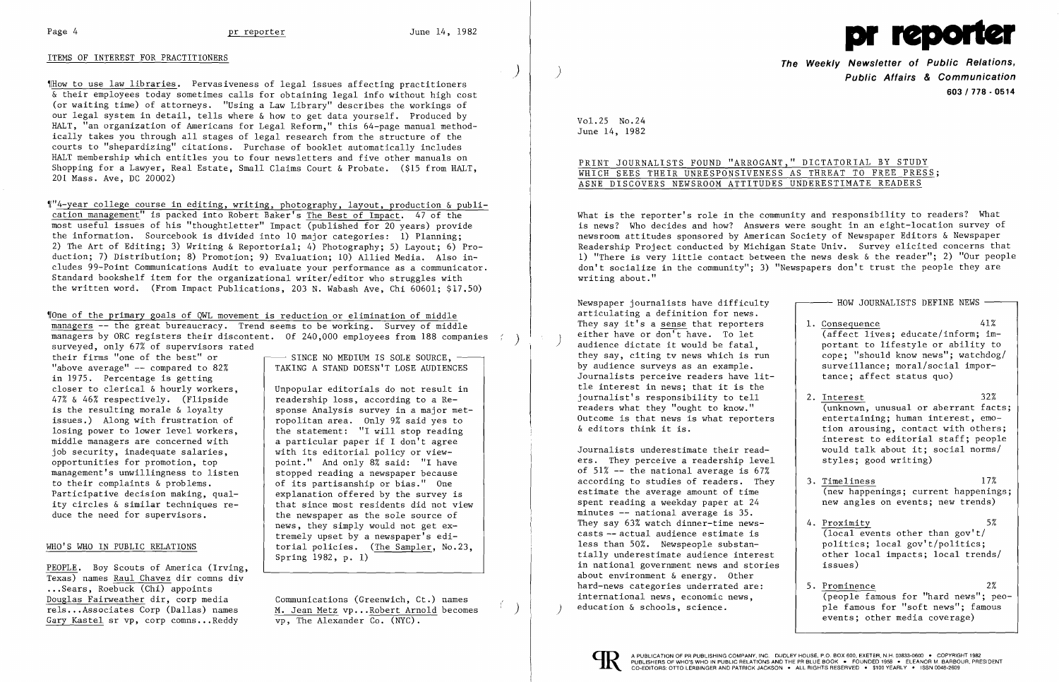## ITEMS OF INTEREST FOR PRACTITIONERS

¶How to use law libraries. Pervasiveness of legal issues affecting practitioners & their employees today sometimes calls for obtaining legal info without high cost (or waiting time) of attorneys. "Using a Law Library" describes the workings of our legal system in detail, tells where & how to get data yourself. Produced by HALT, "an organization of Americans for Legal Reform," this 64-page manual methodically takes you through all stages of legal research from the structure of the courts to "shepardizing" citations. Purchase of booklet automatically includes HALT membership which entitles you to four newsletters and five other manuals on Shopping for a Lawyer, Real Estate, Small Claims Court & Probate. ($15 from HALT, 201 Mass. Ave, DC 20002)

¶"4-year college course in editing, writing, photography, layout, production & publication management" is packed into Robert Baker's The Best of Impact. 47 of the most useful issues of his "thoughtletter" Impact (published for 20 years) provide the information. Sourcebook is divided into 10 major categories: 1) Planning; 2) The Art of Editing; 3) Writing & Reportorial; 4) Photography; 5) Layout; 6) Production; 7) Distribution; 8) Promotion; 9) Evaluation; 10) Allied Media. Also includes 99-Point Communications Audit to evaluate your performance as a communicator. Standard bookshelf item for the organizational writer/editor who struggles with the written word. (From Impact Publications, 203 N. Wabash Ave, Chi 60601; $17.50)

¶One of the primary goals of QWL movement is reduction or elimination of middle managers -- the great bureaucracy. Trend seems to be working. Survey of middle managers by ORC registers their discontent. Of 240,000 employees from 188 companies surveyed, only 67% of supervisors rated their firms "one of the best" or "above average" -- compared to 82% in 1975. Percentage is getting closer to clerical & hourly workers, 47% & 46% respectively. (Flipside is the resulting morale & loyalty issues.) Along with frustration of losing power to lower level workers, middle managers are concerned with job security, inadequate salaries, opportunities for promotion, top management's unwillingness to listen to their complaints & problems. Participative decision making, quality circles & similar techniques reduce the need for supervisors.

> **SINCE NO MEDIUM IS SOLE SOURCE, TAKING A STAND DOESN'T LOSE AUDIENCES**
>
> Unpopular editorials do not result in readership loss, according to a Response Analysis survey in a major metropolitan area. Only 9% said yes to the statement: "I will stop reading a particular paper if I don't agree with its editorial policy or viewpoint." And only 8% said: "I have stopped reading a newspaper because of its partisanship or bias." One explanation offered by the survey is that since most residents did not view the newspaper as the sole source of news, they simply would not get extremely upset by a newspaper's editorial policies. (The Sampler, No.23, Spring 1982, p. 1)

## WHO'S WHO IN PUBLIC RELATIONS

PEOPLE. Boy Scouts of America (Irving, Texas) names Raul Chavez dir comns div ...Sears, Roebuck (Chi) appoints Douglas Fairweather dir, corp media rels...Associates Corp (Dallas) names Gary Kastel sr vp, corp comns...Reddy Communications (Greenwich, Ct.) names M. Jean Metz vp...Robert Arnold becomes vp, The Alexander Co. (NYC).

# pr reporter

**The Weekly Newsletter of Public Relations, Public Affairs & Communication**
**603 / 778 - 0514**

Vol.25 No.24
June 14, 1982

## PRINT JOURNALISTS FOUND "ARROGANT," DICTATORIAL BY STUDY WHICH SEES THEIR UNRESPONSIVENESS AS THREAT TO FREE PRESS; ASNE DISCOVERS NEWSROOM ATTITUDES UNDERESTIMATE READERS

What is the reporter's role in the community and responsibility to readers? What is news? Who decides and how? Answers were sought in an eight-location survey of newsroom attitudes sponsored by American Society of Newspaper Editors & Newspaper Readership Project conducted by Michigan State Univ. Survey elicited concerns that 1) "There is very little contact between the news desk & the reader"; 2) "Our people don't socialize in the community"; 3) "Newspapers don't trust the people they are writing about."

Newspaper journalists have difficulty articulating a definition for news. They say it's a sense that reporters either have or don't have. To let audience dictate it would be fatal, they say, citing tv news which is run by audience surveys as an example. Journalists perceive readers have little interest in news; that it is the journalist's responsibility to tell readers what they "ought to know." Outcome is that news is what reporters & editors think it is.

Journalists underestimate their readers. They perceive a readership level of 51% -- the national average is 67% according to studies of readers. They estimate the average amount of time spent reading a weekday paper at 24 minutes -- national average is 35. They say 63% watch dinner-time newscasts -- actual audience estimate is less than 50%. Newspeople substantially underestimate audience interest in national government news and stories about environment & energy. Other hard-news categories underrated are: international news, economic news, education & schools, science.

> **HOW JOURNALISTS DEFINE NEWS**
>
> 1. Consequence — 41%
> (affect lives; educate/inform; important to lifestyle or ability to cope; "should know news"; watchdog/surveillance; moral/social importance; affect status quo)
>
> 2. Interest — 32%
> (unknown, unusual or aberrant facts; entertaining; human interest, emotion arousing, contact with others; interest to editorial staff; people would talk about it; social norms/styles; good writing)
>
> 3. Timeliness — 17%
> (new happenings; current happenings; new angles on events; new trends)
>
> 4. Proximity — 5%
> (local events other than gov't/politics; local gov't/politics; other local impacts; local trends/issues)
>
> 5. Prominence — 2%
> (people famous for "hard news"; people famous for "soft news"; famous events; other media coverage)

A PUBLICATION OF PR PUBLISHING COMPANY, INC. DUDLEY HOUSE, P.O. BOX 600, EXETER, N.H. 03833-0600 • COPYRIGHT 1982
PUBLISHERS OF WHO'S WHO IN PUBLIC RELATIONS AND THE PR BLUE BOOK • FOUNDED 1958 • ELEANOR M. BARBOUR, PRESIDENT
CO-EDITORS: OTTO LERBINGER AND PATRICK JACKSON • ALL RIGHTS RESERVED • $100 YEARLY • ISSN 0048-2609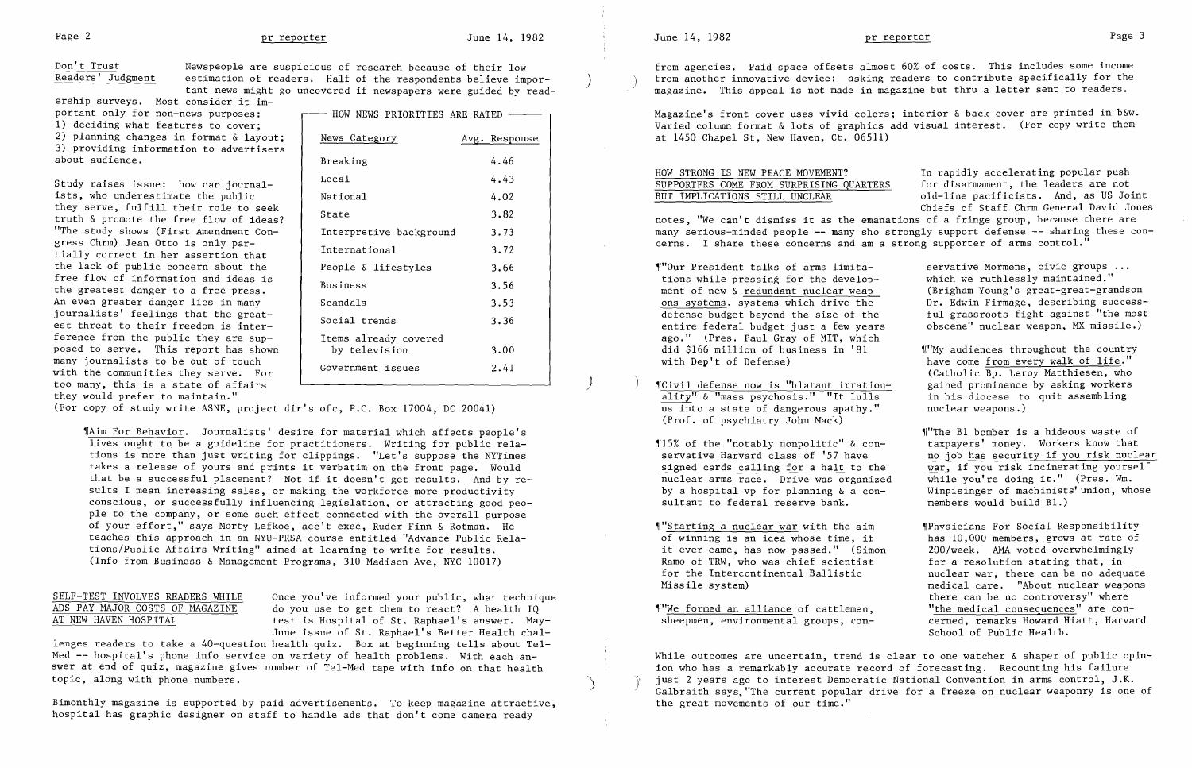Don't Trust Readers' Judgment

Newspeople are suspicious of research because of their low estimation of readers. Half of the respondents believe important news might go uncovered if newspapers were guided by readership surveys. Most consider it important only for non-news purposes: 1) deciding what features to cover; 2) planning changes in format & layout; 3) providing information to advertisers about audience.

HOW NEWS PRIORITIES ARE RATED

| News Category | Avg. Response |
|---|---|
| Breaking | 4.46 |
| Local | 4.43 |
| National | 4.02 |
| State | 3.82 |
| Interpretive background | 3.73 |
| International | 3.72 |
| People & lifestyles | 3.66 |
| Business | 3.56 |
| Scandals | 3.53 |
| Social trends | 3.36 |
| Items already covered by television | 3.00 |
| Government issues | 2.41 |

Study raises issue: how can journalists, who underestimate the public they serve, fulfill their role to seek truth & promote the free flow of ideas? "The study shows (First Amendment Congress Chrm) Jean Otto is only partially correct in her assertion that the lack of public concern about the free flow of information and ideas is the greatest danger to a free press. An even greater danger lies in many journalists' feelings that the greatest threat to their freedom is interference from the public they are supposed to serve. This report has shown many journalists to be out of touch with the communities they serve. For too many, this is a state of affairs they would prefer to maintain."
(For copy of study write ASNE, project dir's ofc, P.O. Box 17004, DC 20041)

¶Aim For Behavior. Journalists' desire for material which affects people's lives ought to be a guideline for practitioners. Writing for public relations is more than just writing for clippings. "Let's suppose the NYTimes takes a release of yours and prints it verbatim on the front page. Would that be a successful placement? Not if it doesn't get results. And by results I mean increasing sales, or making the workforce more productivity conscious, or successfully influencing legislation, or attracting good people to the company, or some such effect connected with the overall purpose of your effort," says Morty Lefkoe, acc't exec, Ruder Finn & Rotman. He teaches this approach in an NYU-PRSA course entitled "Advance Public Relations/Public Affairs Writing" aimed at learning to write for results. (Info from Business & Management Programs, 310 Madison Ave, NYC 10017)

SELF-TEST INVOLVES READERS WHILE ADS PAY MAJOR COSTS OF MAGAZINE AT NEW HAVEN HOSPITAL

Once you've informed your public, what technique do you use to get them to react? A health IQ test is Hospital of St. Raphael's answer. May-June issue of St. Raphael's Better Health challenges readers to take a 40-question health quiz. Box at beginning tells about Tel-Med -- hospital's phone info service on variety of health problems. With each answer at end of quiz, magazine gives number of Tel-Med tape with info on that health topic, along with phone numbers.

Bimonthly magazine is supported by paid advertisements. To keep magazine attractive, hospital has graphic designer on staff to handle ads that don't come camera ready from agencies. Paid space offsets almost 60% of costs. This includes some income from another innovative device: asking readers to contribute specifically for the magazine. This appeal is not made in magazine but thru a letter sent to readers.

Magazine's front cover uses vivid colors; interior & back cover are printed in b&w. Varied column format & lots of graphics add visual interest. (For copy write them at 1450 Chapel St, New Haven, Ct. 06511)

HOW STRONG IS NEW PEACE MOVEMENT? SUPPORTERS COME FROM SURPRISING QUARTERS BUT IMPLICATIONS STILL UNCLEAR

In rapidly accelerating popular push for disarmament, the leaders are not old-line pacificists. And, as US Joint Chiefs of Staff Chrm General David Jones notes, "We can't dismiss it as the emanations of a fringe group, because there are many serious-minded people -- many sho strongly support defense -- sharing these concerns. I share these concerns and am a strong supporter of arms control."

¶"Our President talks of arms limitations while pressing for the development of new & redundant nuclear weapons systems, systems which drive the defense budget beyond the size of the entire federal budget just a few years ago." (Pres. Paul Gray of MIT, which did $166 million of business in '81 with Dep't of Defense)

¶Civil defense now is "blatant irrationality" & "mass psychosis." "It lulls us into a state of dangerous apathy." (Prof. of psychiatry John Mack)

¶15% of the "notably nonpolitic" & conservative Harvard class of '57 have signed cards calling for a halt to the nuclear arms race. Drive was organized by a hospital vp for planning & a consultant to federal reserve bank.

¶"Starting a nuclear war with the aim of winning is an idea whose time, if it ever came, has now passed." (Simon Ramo of TRW, who was chief scientist for the Intercontinental Ballistic Missile system)

¶"We formed an alliance of cattlemen, sheepmen, environmental groups, conservative Mormons, civic groups ... which we ruthlessly maintained." (Brigham Young's great-great-grandson Dr. Edwin Firmage, describing successful grassroots fight against "the most obscene" nuclear weapon, MX missile.)

¶"My audiences throughout the country have come from every walk of life." (Catholic Bp. Leroy Matthiesen, who gained prominence by asking workers in his diocese to quit assembling nuclear weapons.)

¶"The B1 bomber is a hideous waste of taxpayers' money. Workers know that no job has security if you risk nuclear war, if you risk incinerating yourself while you're doing it." (Pres. Wm. Winpisinger of machinists' union, whose members would build B1.)

¶Physicians For Social Responsibility has 10,000 members, grows at rate of 200/week. AMA voted overwhelmingly for a resolution stating that, in nuclear war, there can be no adequate medical care. "About nuclear weapons there can be no controversy" where "the medical consequences" are concerned, remarks Howard Hiatt, Harvard School of Public Health.

While outcomes are uncertain, trend is clear to one watcher & shaper of public opinion who has a remarkably accurate record of forecasting. Recounting his failure just 2 years ago to interest Democratic National Convention in arms control, J.K. Galbraith says, "The current popular drive for a freeze on nuclear weaponry is one of the great movements of our time."